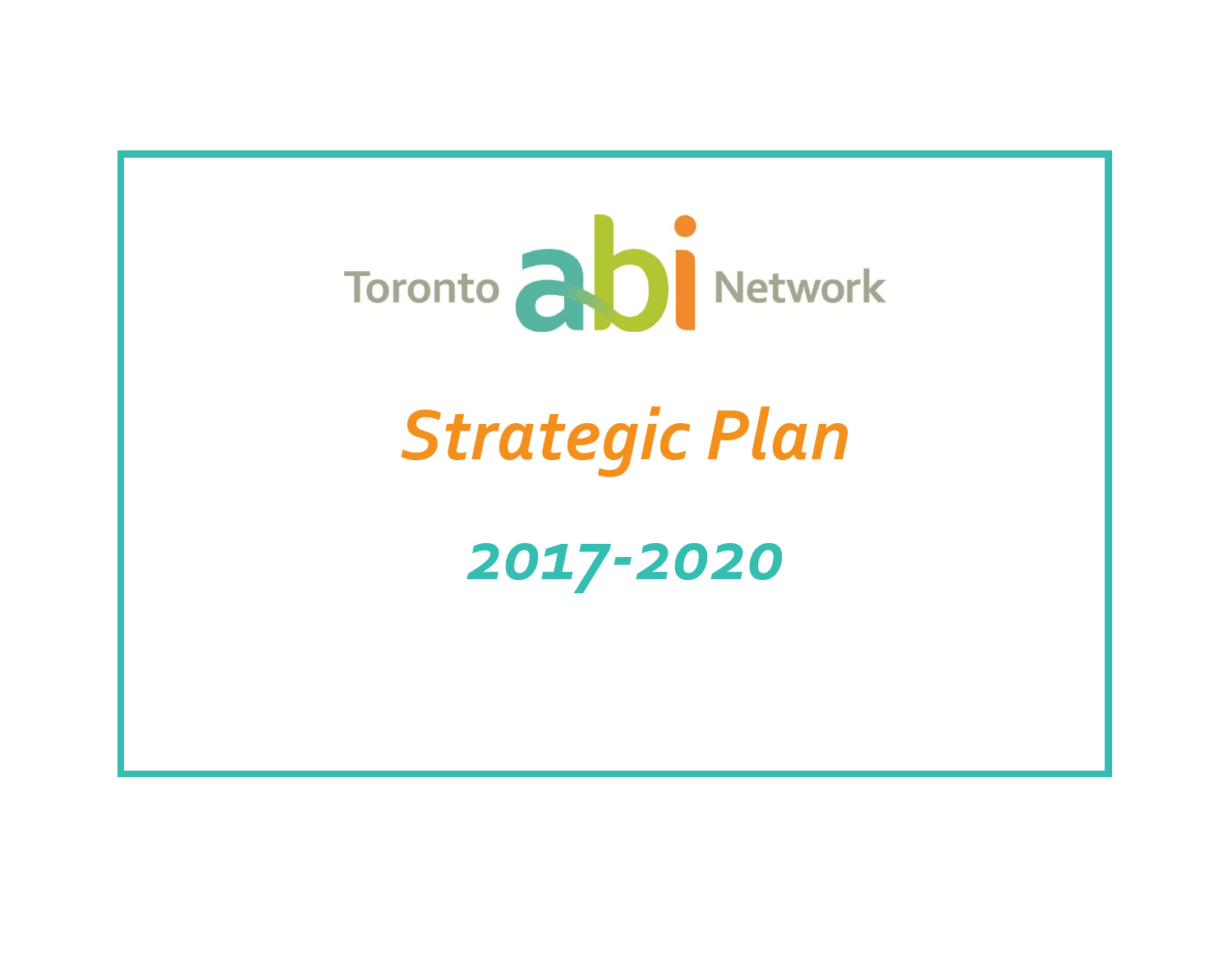Toronto abi Network

# *Strategic Plan*

## *2017-2020*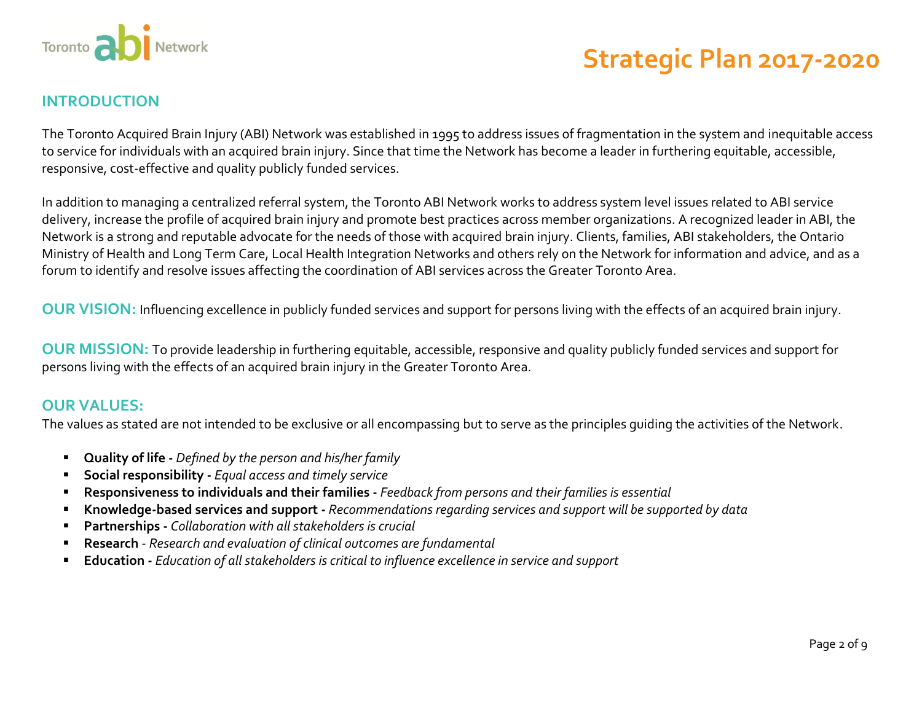# Strategic Plan 2017-2020

## INTRODUCTION

The Toronto Acquired Brain Injury (ABI) Network was established in 1995 to address issues of fragmentation in the system and inequitable access to service for individuals with an acquired brain injury. Since that time the Network has become a leader in furthering equitable, accessible, responsive, cost-effective and quality publicly funded services.

In addition to managing a centralized referral system, the Toronto ABI Network works to address system level issues related to ABI service delivery, increase the profile of acquired brain injury and promote best practices across member organizations. A recognized leader in ABI, the Network is a strong and reputable advocate for the needs of those with acquired brain injury. Clients, families, ABI stakeholders, the Ontario Ministry of Health and Long Term Care, Local Health Integration Networks and others rely on the Network for information and advice, and as a forum to identify and resolve issues affecting the coordination of ABI services across the Greater Toronto Area.

**OUR VISION:** Influencing excellence in publicly funded services and support for persons living with the effects of an acquired brain injury.

**OUR MISSION:** To provide leadership in furthering equitable, accessible, responsive and quality publicly funded services and support for persons living with the effects of an acquired brain injury in the Greater Toronto Area.

## OUR VALUES:

The values as stated are not intended to be exclusive or all encompassing but to serve as the principles guiding the activities of the Network.

- **Quality of life -** *Defined by the person and his/her family*
- **Social responsibility -** *Equal access and timely service*
- **Responsiveness to individuals and their families -** *Feedback from persons and their families is essential*
- **Knowledge-based services and support -** *Recommendations regarding services and support will be supported by data*
- **Partnerships -** *Collaboration with all stakeholders is crucial*
- **Research** - *Research and evaluation of clinical outcomes are fundamental*
- **Education -** *Education of all stakeholders is critical to influence excellence in service and support*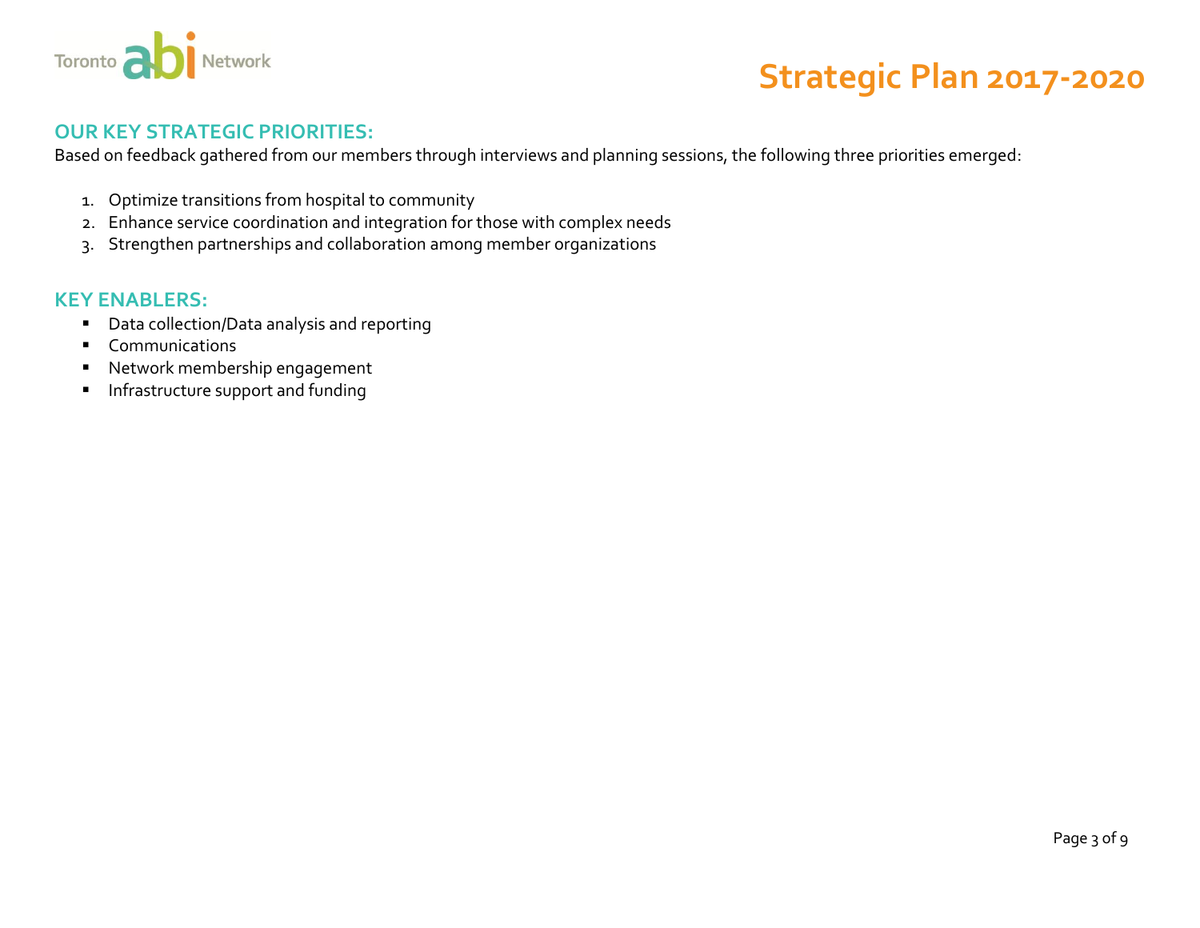## OUR KEY STRATEGIC PRIORITIES:

Based on feedback gathered from our members through interviews and planning sessions, the following three priorities emerged:

1. Optimize transitions from hospital to community
2. Enhance service coordination and integration for those with complex needs
3. Strengthen partnerships and collaboration among member organizations

## KEY ENABLERS:

- Data collection/Data analysis and reporting
- Communications
- Network membership engagement
- Infrastructure support and funding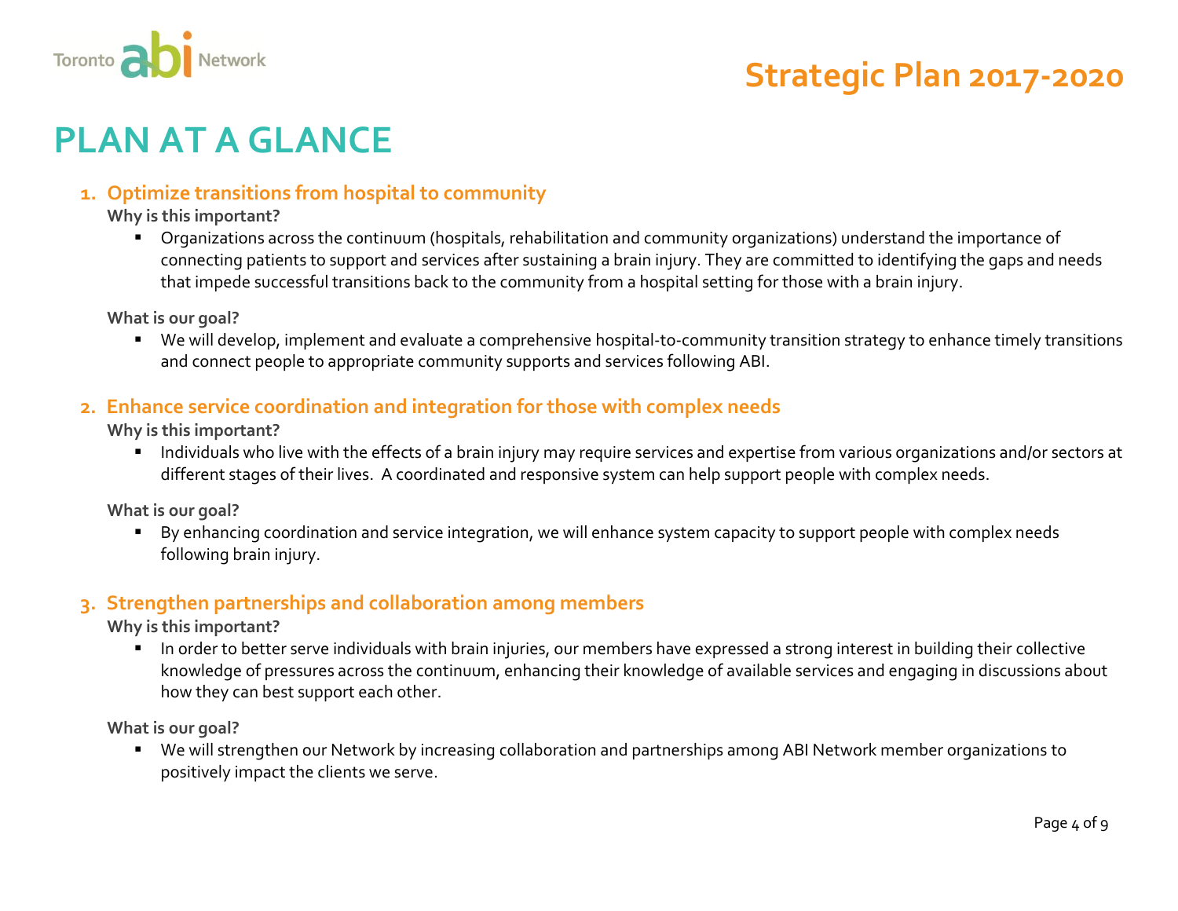# PLAN AT A GLANCE

## 1. Optimize transitions from hospital to community

**Why is this important?**

- Organizations across the continuum (hospitals, rehabilitation and community organizations) understand the importance of connecting patients to support and services after sustaining a brain injury. They are committed to identifying the gaps and needs that impede successful transitions back to the community from a hospital setting for those with a brain injury.

**What is our goal?**

- We will develop, implement and evaluate a comprehensive hospital-to-community transition strategy to enhance timely transitions and connect people to appropriate community supports and services following ABI.

## 2. Enhance service coordination and integration for those with complex needs

**Why is this important?**

- Individuals who live with the effects of a brain injury may require services and expertise from various organizations and/or sectors at different stages of their lives. A coordinated and responsive system can help support people with complex needs.

**What is our goal?**

- By enhancing coordination and service integration, we will enhance system capacity to support people with complex needs following brain injury.

## 3. Strengthen partnerships and collaboration among members

**Why is this important?**

- In order to better serve individuals with brain injuries, our members have expressed a strong interest in building their collective knowledge of pressures across the continuum, enhancing their knowledge of available services and engaging in discussions about how they can best support each other.

**What is our goal?**

- We will strengthen our Network by increasing collaboration and partnerships among ABI Network member organizations to positively impact the clients we serve.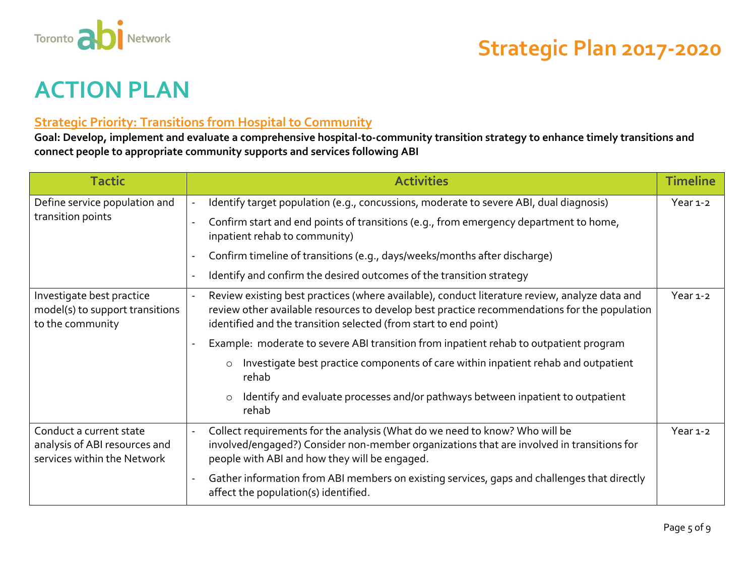# ACTION PLAN

## Strategic Priority: Transitions from Hospital to Community

**Goal: Develop, implement and evaluate a comprehensive hospital-to-community transition strategy to enhance timely transitions and connect people to appropriate community supports and services following ABI**

| Tactic | Activities | Timeline |
|---|---|---|
| Define service population and transition points | - Identify target population (e.g., concussions, moderate to severe ABI, dual diagnosis)<br>- Confirm start and end points of transitions (e.g., from emergency department to home, inpatient rehab to community)<br>- Confirm timeline of transitions (e.g., days/weeks/months after discharge)<br>- Identify and confirm the desired outcomes of the transition strategy | Year 1-2 |
| Investigate best practice model(s) to support transitions to the community | - Review existing best practices (where available), conduct literature review, analyze data and review other available resources to develop best practice recommendations for the population identified and the transition selected (from start to end point)<br>- Example: moderate to severe ABI transition from inpatient rehab to outpatient program<br>&nbsp;&nbsp;&nbsp;&nbsp;o Investigate best practice components of care within inpatient rehab and outpatient rehab<br>&nbsp;&nbsp;&nbsp;&nbsp;o Identify and evaluate processes and/or pathways between inpatient to outpatient rehab | Year 1-2 |
| Conduct a current state analysis of ABI resources and services within the Network | - Collect requirements for the analysis (What do we need to know? Who will be involved/engaged?) Consider non-member organizations that are involved in transitions for people with ABI and how they will be engaged.<br>- Gather information from ABI members on existing services, gaps and challenges that directly affect the population(s) identified. | Year 1-2 |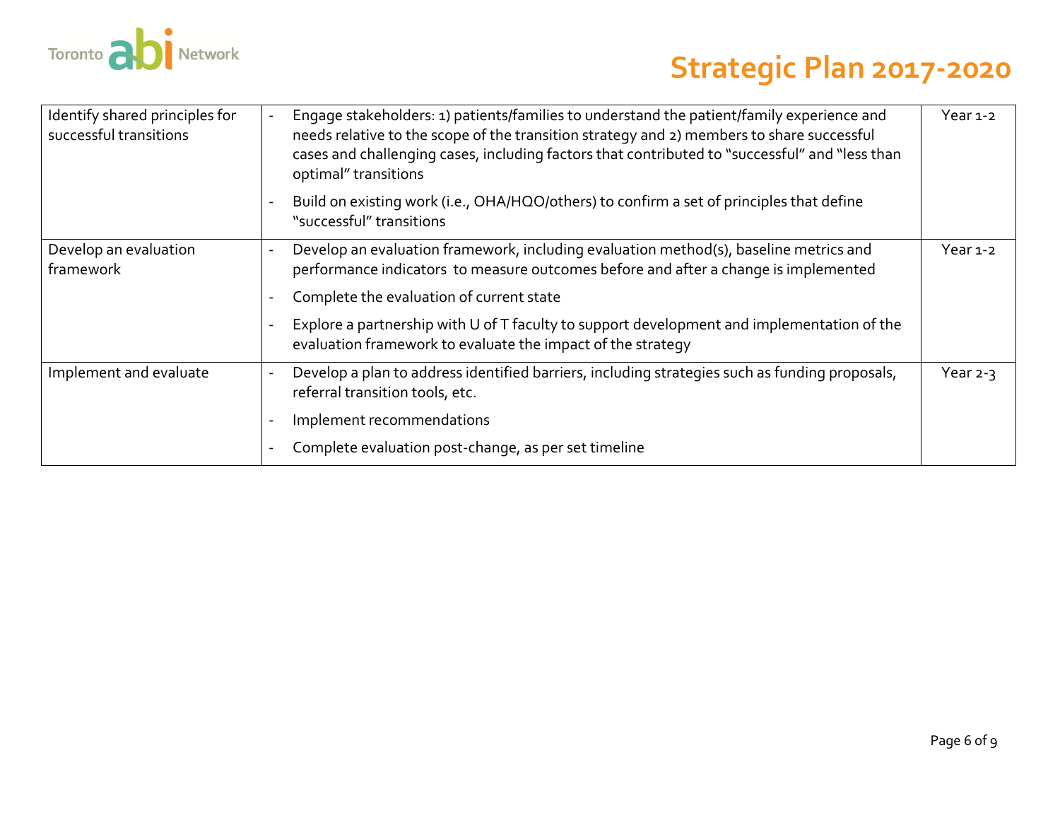| Identify shared principles for successful transitions | - Engage stakeholders: 1) patients/families to understand the patient/family experience and needs relative to the scope of the transition strategy and 2) members to share successful cases and challenging cases, including factors that contributed to "successful" and "less than optimal" transitions<br>- Build on existing work (i.e., OHA/HQO/others) to confirm a set of principles that define "successful" transitions | Year 1-2 |
|---|---|---|
| Develop an evaluation framework | - Develop an evaluation framework, including evaluation method(s), baseline metrics and performance indicators to measure outcomes before and after a change is implemented<br>- Complete the evaluation of current state<br>- Explore a partnership with U of T faculty to support development and implementation of the evaluation framework to evaluate the impact of the strategy | Year 1-2 |
| Implement and evaluate | - Develop a plan to address identified barriers, including strategies such as funding proposals, referral transition tools, etc.<br>- Implement recommendations<br>- Complete evaluation post-change, as per set timeline | Year 2-3 |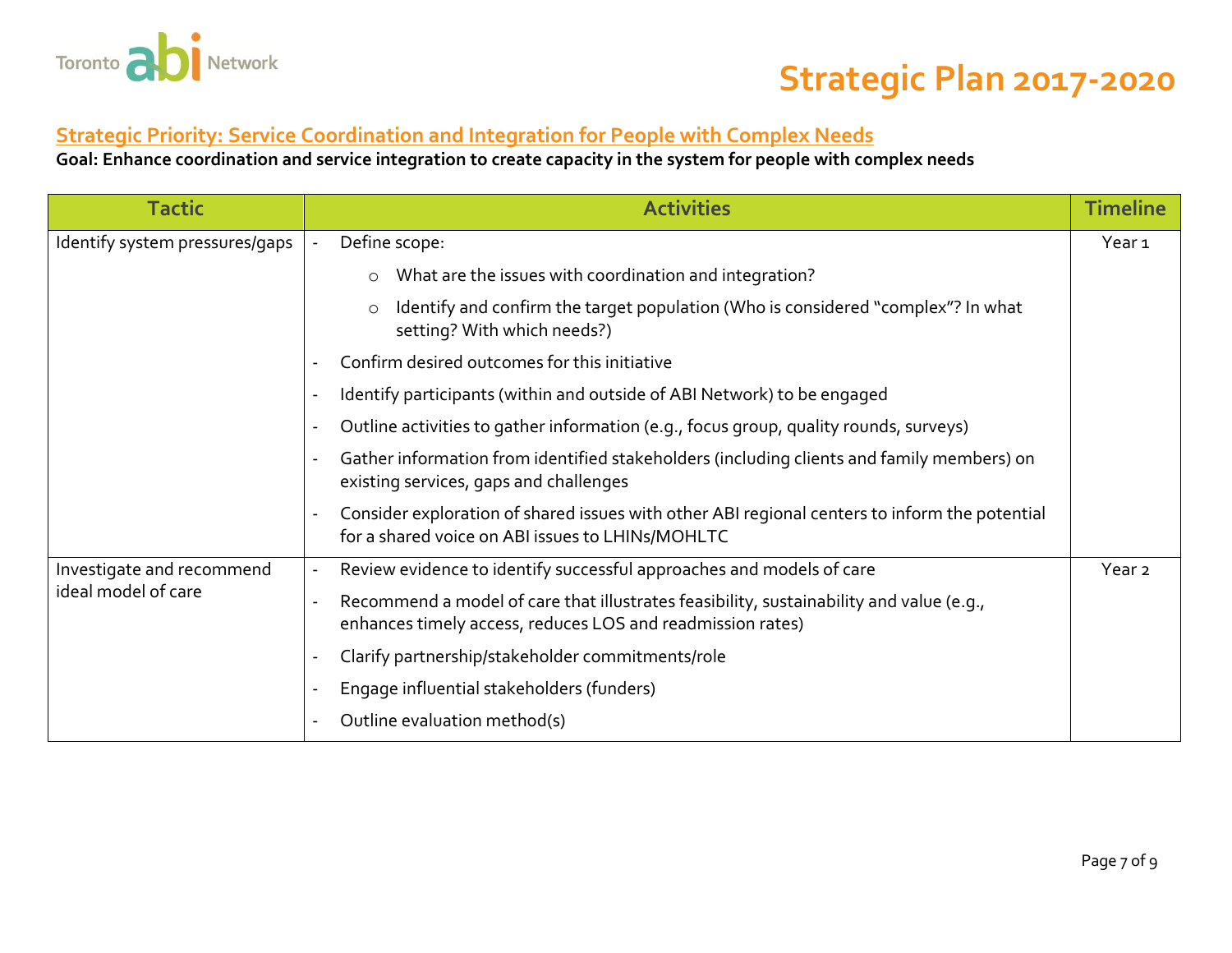# Strategic Plan 2017-2020

## Strategic Priority: Service Coordination and Integration for People with Complex Needs

**Goal: Enhance coordination and service integration to create capacity in the system for people with complex needs**

| Tactic | Activities | Timeline |
|---|---|---|
| Identify system pressures/gaps | - Define scope:<br>  ○ What are the issues with coordination and integration?<br>  ○ Identify and confirm the target population (Who is considered "complex"? In what setting? With which needs?)<br>- Confirm desired outcomes for this initiative<br>- Identify participants (within and outside of ABI Network) to be engaged<br>- Outline activities to gather information (e.g., focus group, quality rounds, surveys)<br>- Gather information from identified stakeholders (including clients and family members) on existing services, gaps and challenges<br>- Consider exploration of shared issues with other ABI regional centers to inform the potential for a shared voice on ABI issues to LHINs/MOHLTC | Year 1 |
| Investigate and recommend ideal model of care | - Review evidence to identify successful approaches and models of care<br>- Recommend a model of care that illustrates feasibility, sustainability and value (e.g., enhances timely access, reduces LOS and readmission rates)<br>- Clarify partnership/stakeholder commitments/role<br>- Engage influential stakeholders (funders)<br>- Outline evaluation method(s) | Year 2 |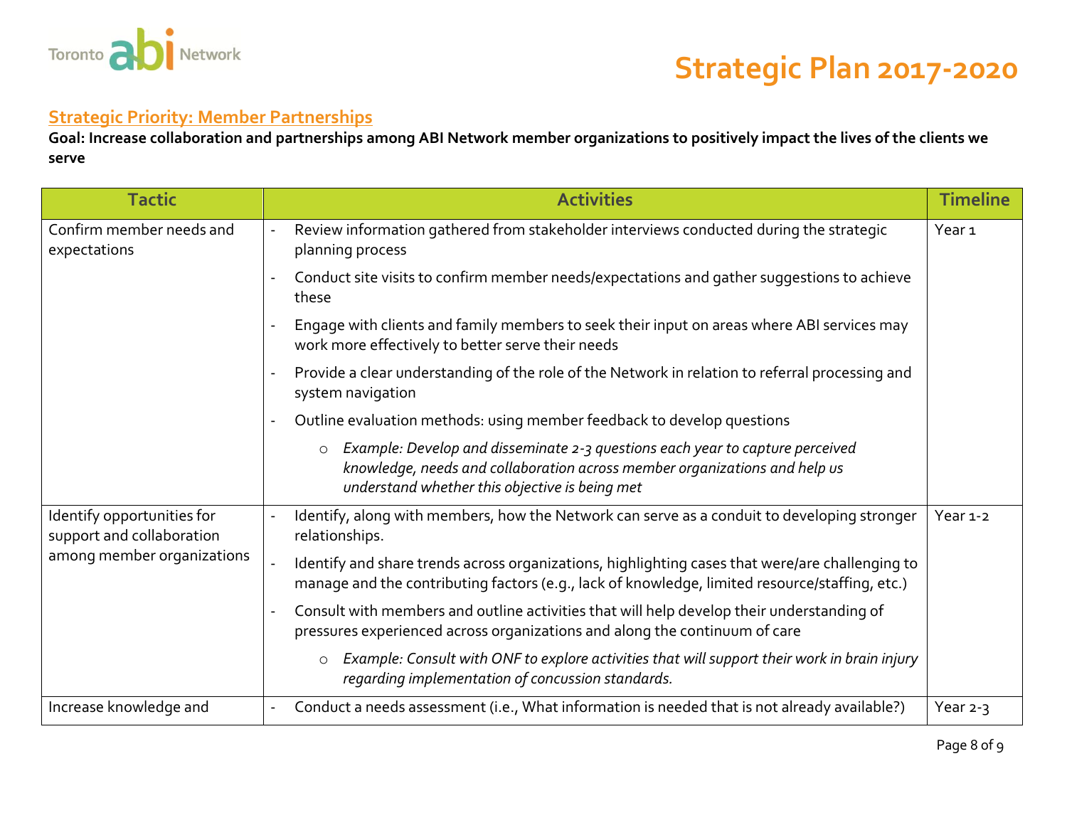## Strategic Priority: Member Partnerships

**Goal: Increase collaboration and partnerships among ABI Network member organizations to positively impact the lives of the clients we serve**

| Tactic | Activities | Timeline |
|---|---|---|
| Confirm member needs and expectations | - Review information gathered from stakeholder interviews conducted during the strategic planning process<br>- Conduct site visits to confirm member needs/expectations and gather suggestions to achieve these<br>- Engage with clients and family members to seek their input on areas where ABI services may work more effectively to better serve their needs<br>- Provide a clear understanding of the role of the Network in relation to referral processing and system navigation<br>- Outline evaluation methods: using member feedback to develop questions<br>&nbsp;&nbsp;&nbsp;&nbsp;o *Example: Develop and disseminate 2-3 questions each year to capture perceived knowledge, needs and collaboration across member organizations and help us understand whether this objective is being met* | Year 1 |
| Identify opportunities for support and collaboration among member organizations | - Identify, along with members, how the Network can serve as a conduit to developing stronger relationships.<br>- Identify and share trends across organizations, highlighting cases that were/are challenging to manage and the contributing factors (e.g., lack of knowledge, limited resource/staffing, etc.)<br>- Consult with members and outline activities that will help develop their understanding of pressures experienced across organizations and along the continuum of care<br>&nbsp;&nbsp;&nbsp;&nbsp;o *Example: Consult with ONF to explore activities that will support their work in brain injury regarding implementation of concussion standards.* | Year 1-2 |
| Increase knowledge and | - Conduct a needs assessment (i.e., What information is needed that is not already available?) | Year 2-3 |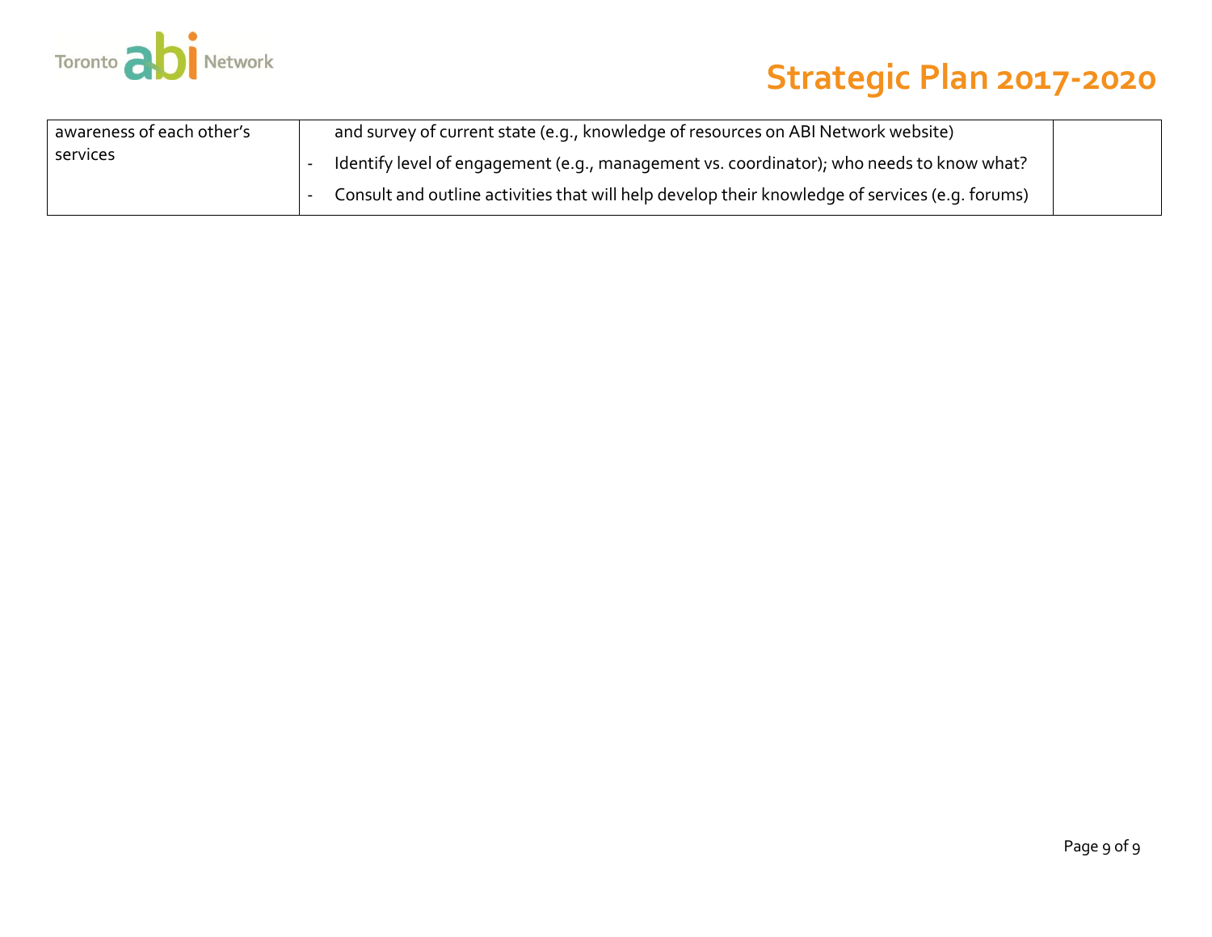| | | |
|---|---|---|
| awareness of each other's services | and survey of current state (e.g., knowledge of resources on ABI Network website)<br>- Identify level of engagement (e.g., management vs. coordinator); who needs to know what?<br>- Consult and outline activities that will help develop their knowledge of services (e.g. forums) | |